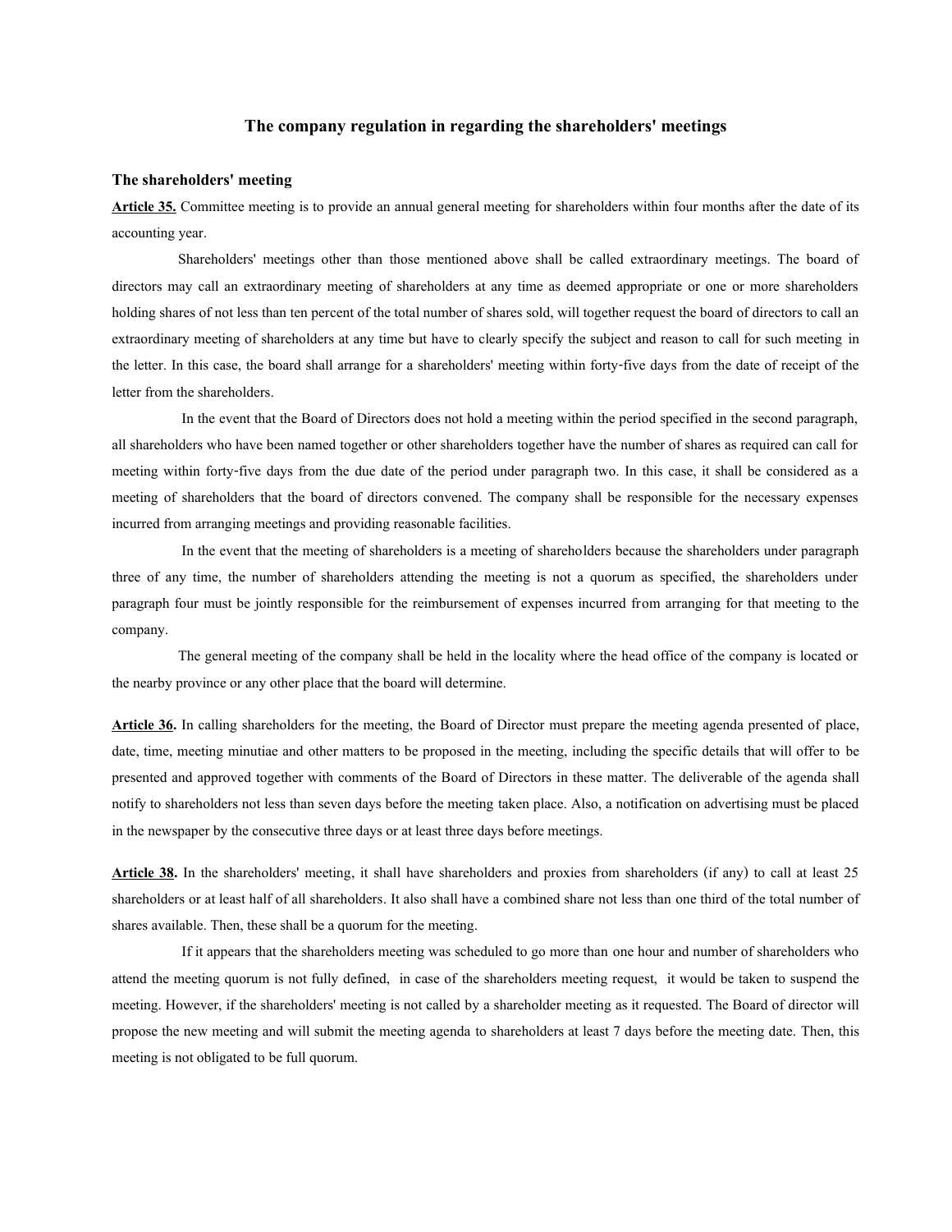# The company regulation in regarding the shareholders' meetings

## The shareholders' meeting

**Article 35.** Committee meeting is to provide an annual general meeting for shareholders within four months after the date of its accounting year.

Shareholders' meetings other than those mentioned above shall be called extraordinary meetings. The board of directors may call an extraordinary meeting of shareholders at any time as deemed appropriate or one or more shareholders holding shares of not less than ten percent of the total number of shares sold, will together request the board of directors to call an extraordinary meeting of shareholders at any time but have to clearly specify the subject and reason to call for such meeting in the letter. In this case, the board shall arrange for a shareholders' meeting within forty-five days from the date of receipt of the letter from the shareholders.

In the event that the Board of Directors does not hold a meeting within the period specified in the second paragraph, all shareholders who have been named together or other shareholders together have the number of shares as required can call for meeting within forty-five days from the due date of the period under paragraph two. In this case, it shall be considered as a meeting of shareholders that the board of directors convened. The company shall be responsible for the necessary expenses incurred from arranging meetings and providing reasonable facilities.

In the event that the meeting of shareholders is a meeting of shareholders because the shareholders under paragraph three of any time, the number of shareholders attending the meeting is not a quorum as specified, the shareholders under paragraph four must be jointly responsible for the reimbursement of expenses incurred from arranging for that meeting to the company.

The general meeting of the company shall be held in the locality where the head office of the company is located or the nearby province or any other place that the board will determine.

**Article 36.** In calling shareholders for the meeting, the Board of Director must prepare the meeting agenda presented of place, date, time, meeting minutiae and other matters to be proposed in the meeting, including the specific details that will offer to be presented and approved together with comments of the Board of Directors in these matter. The deliverable of the agenda shall notify to shareholders not less than seven days before the meeting taken place. Also, a notification on advertising must be placed in the newspaper by the consecutive three days or at least three days before meetings.

**Article 38.** In the shareholders' meeting, it shall have shareholders and proxies from shareholders (if any) to call at least 25 shareholders or at least half of all shareholders. It also shall have a combined share not less than one third of the total number of shares available. Then, these shall be a quorum for the meeting.

If it appears that the shareholders meeting was scheduled to go more than one hour and number of shareholders who attend the meeting quorum is not fully defined, in case of the shareholders meeting request, it would be taken to suspend the meeting. However, if the shareholders' meeting is not called by a shareholder meeting as it requested. The Board of director will propose the new meeting and will submit the meeting agenda to shareholders at least 7 days before the meeting date. Then, this meeting is not obligated to be full quorum.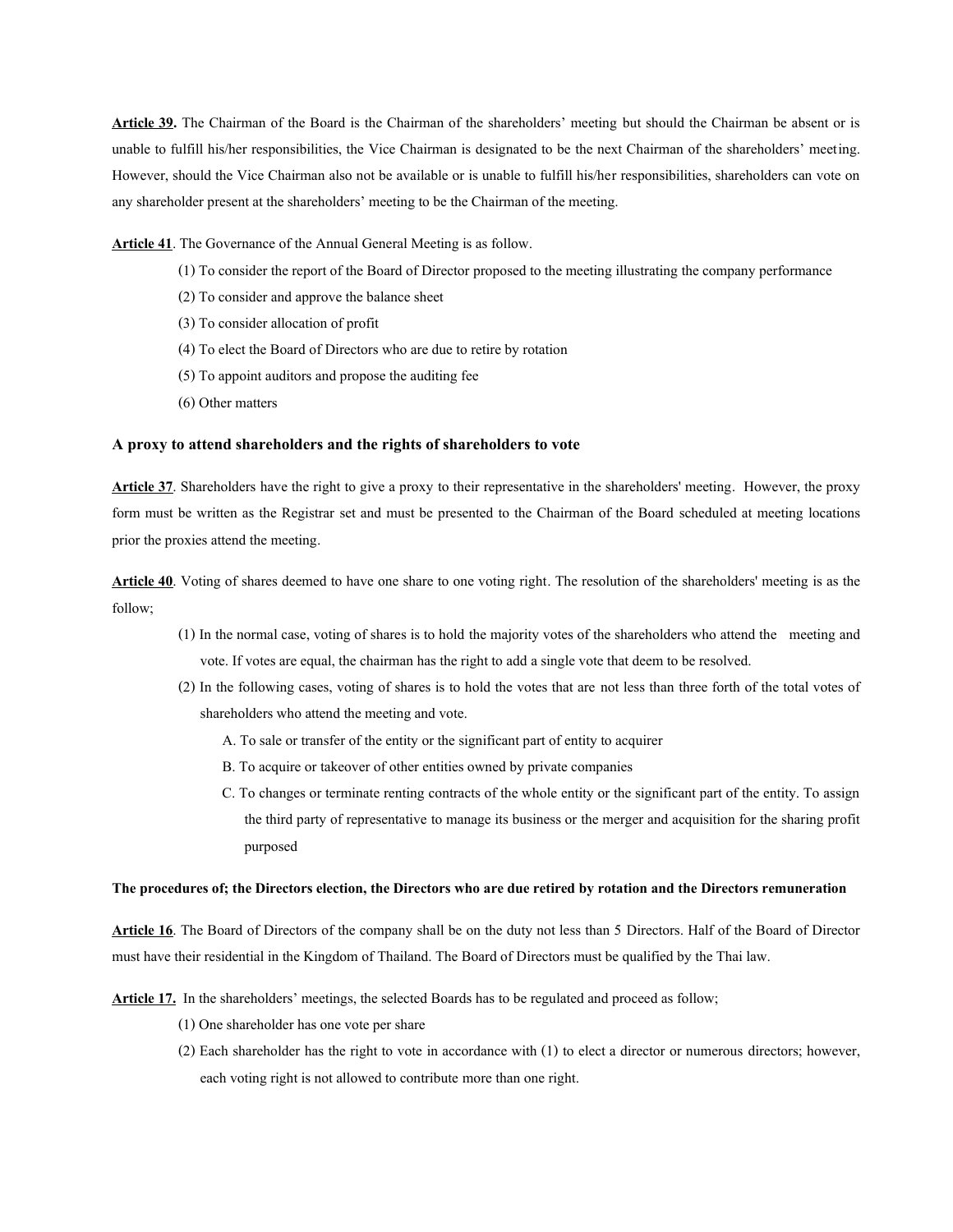**Article 39.** The Chairman of the Board is the Chairman of the shareholders' meeting but should the Chairman be absent or is unable to fulfill his/her responsibilities, the Vice Chairman is designated to be the next Chairman of the shareholders' meeting. However, should the Vice Chairman also not be available or is unable to fulfill his/her responsibilities, shareholders can vote on any shareholder present at the shareholders' meeting to be the Chairman of the meeting.

**Article 41**. The Governance of the Annual General Meeting is as follow.

(1) To consider the report of the Board of Director proposed to the meeting illustrating the company performance

(2) To consider and approve the balance sheet

(3) To consider allocation of profit

(4) To elect the Board of Directors who are due to retire by rotation

(5) To appoint auditors and propose the auditing fee

(6) Other matters

### A proxy to attend shareholders and the rights of shareholders to vote

**Article 37**. Shareholders have the right to give a proxy to their representative in the shareholders' meeting. However, the proxy form must be written as the Registrar set and must be presented to the Chairman of the Board scheduled at meeting locations prior the proxies attend the meeting.

**Article 40**. Voting of shares deemed to have one share to one voting right. The resolution of the shareholders' meeting is as the follow;

(1) In the normal case, voting of shares is to hold the majority votes of the shareholders who attend the meeting and vote. If votes are equal, the chairman has the right to add a single vote that deem to be resolved.

(2) In the following cases, voting of shares is to hold the votes that are not less than three forth of the total votes of shareholders who attend the meeting and vote.

A. To sale or transfer of the entity or the significant part of entity to acquirer

B. To acquire or takeover of other entities owned by private companies

C. To changes or terminate renting contracts of the whole entity or the significant part of the entity. To assign the third party of representative to manage its business or the merger and acquisition for the sharing profit purposed

#### The procedures of; the Directors election, the Directors who are due retired by rotation and the Directors remuneration

**Article 16**. The Board of Directors of the company shall be on the duty not less than 5 Directors. Half of the Board of Director must have their residential in the Kingdom of Thailand. The Board of Directors must be qualified by the Thai law.

**Article 17.** In the shareholders' meetings, the selected Boards has to be regulated and proceed as follow;

(1) One shareholder has one vote per share

(2) Each shareholder has the right to vote in accordance with (1) to elect a director or numerous directors; however, each voting right is not allowed to contribute more than one right.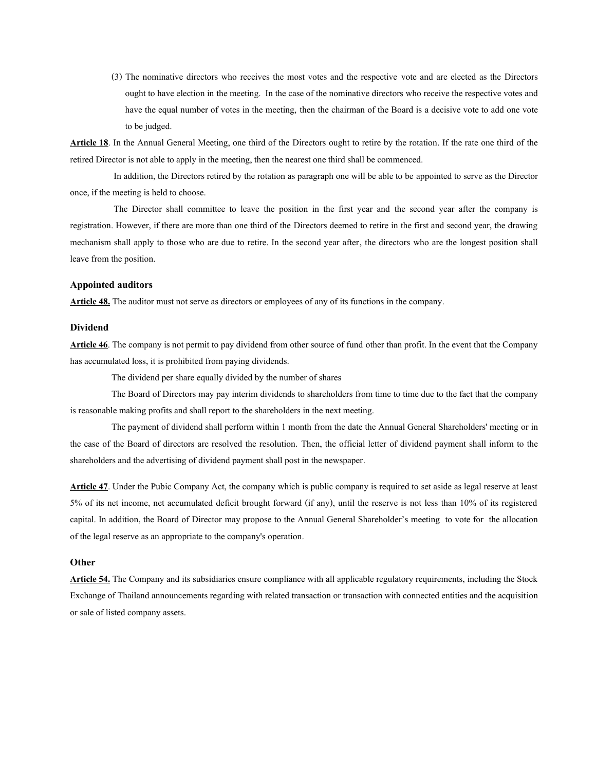(3) The nominative directors who receives the most votes and the respective vote and are elected as the Directors ought to have election in the meeting. In the case of the nominative directors who receive the respective votes and have the equal number of votes in the meeting, then the chairman of the Board is a decisive vote to add one vote to be judged.

**Article 18**. In the Annual General Meeting, one third of the Directors ought to retire by the rotation. If the rate one third of the retired Director is not able to apply in the meeting, then the nearest one third shall be commenced.

In addition, the Directors retired by the rotation as paragraph one will be able to be appointed to serve as the Director once, if the meeting is held to choose.

The Director shall committee to leave the position in the first year and the second year after the company is registration. However, if there are more than one third of the Directors deemed to retire in the first and second year, the drawing mechanism shall apply to those who are due to retire. In the second year after, the directors who are the longest position shall leave from the position.

### Appointed auditors

**Article 48.** The auditor must not serve as directors or employees of any of its functions in the company.

### Dividend

**Article 46**. The company is not permit to pay dividend from other source of fund other than profit. In the event that the Company has accumulated loss, it is prohibited from paying dividends.

The dividend per share equally divided by the number of shares

The Board of Directors may pay interim dividends to shareholders from time to time due to the fact that the company is reasonable making profits and shall report to the shareholders in the next meeting.

The payment of dividend shall perform within 1 month from the date the Annual General Shareholders' meeting or in the case of the Board of directors are resolved the resolution. Then, the official letter of dividend payment shall inform to the shareholders and the advertising of dividend payment shall post in the newspaper.

**Article 47**. Under the Pubic Company Act, the company which is public company is required to set aside as legal reserve at least 5% of its net income, net accumulated deficit brought forward (if any), until the reserve is not less than 10% of its registered capital. In addition, the Board of Director may propose to the Annual General Shareholder's meeting to vote for the allocation of the legal reserve as an appropriate to the company's operation.

### Other

**Article 54.** The Company and its subsidiaries ensure compliance with all applicable regulatory requirements, including the Stock Exchange of Thailand announcements regarding with related transaction or transaction with connected entities and the acquisition or sale of listed company assets.